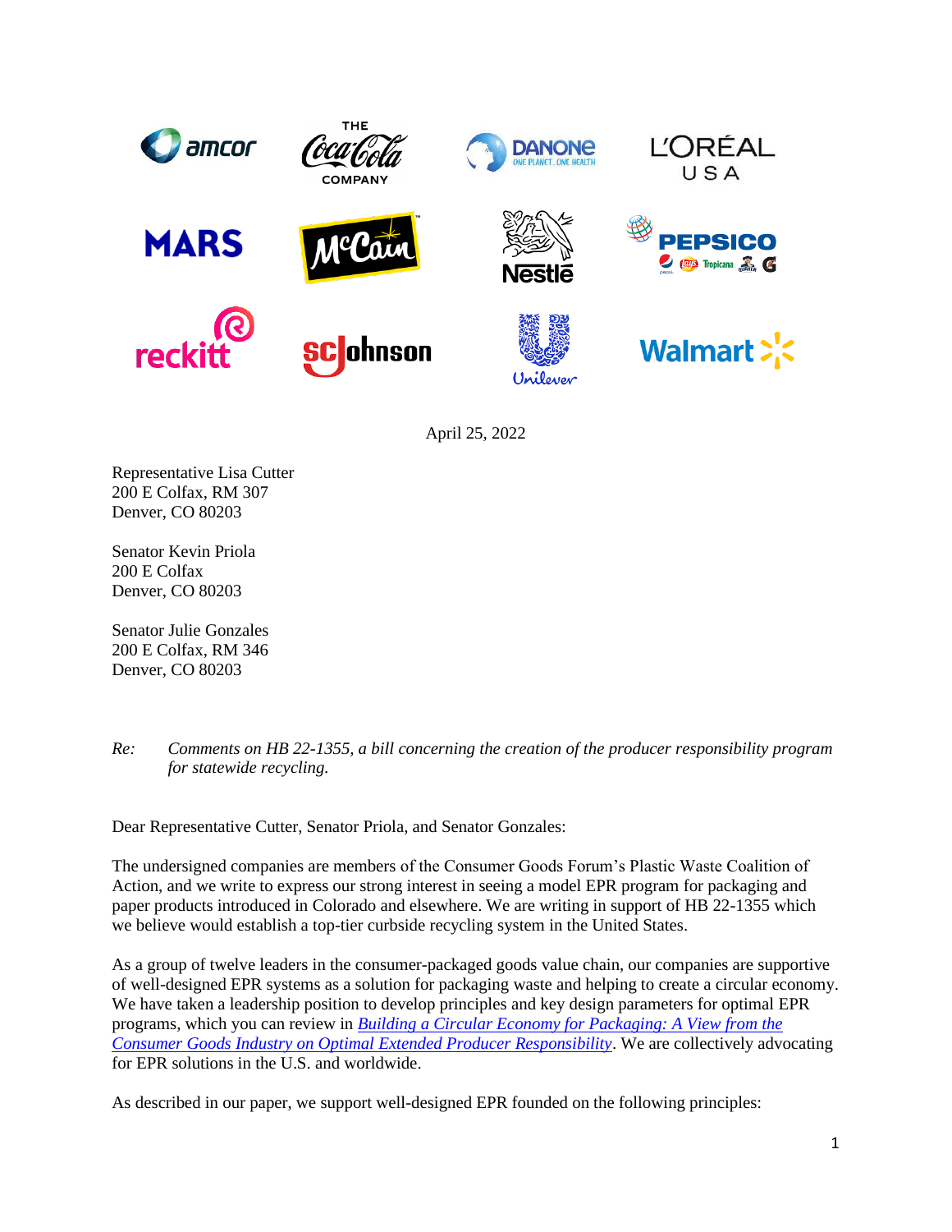April 25, 2022

Representative Lisa Cutter
200 E Colfax, RM 307
Denver, CO 80203

Senator Kevin Priola
200 E Colfax
Denver, CO 80203

Senator Julie Gonzales
200 E Colfax, RM 346
Denver, CO 80203

*Re: Comments on HB 22-1355, a bill concerning the creation of the producer responsibility program for statewide recycling.*

Dear Representative Cutter, Senator Priola, and Senator Gonzales:

The undersigned companies are members of the Consumer Goods Forum's Plastic Waste Coalition of Action, and we write to express our strong interest in seeing a model EPR program for packaging and paper products introduced in Colorado and elsewhere. We are writing in support of HB 22-1355 which we believe would establish a top-tier curbside recycling system in the United States.

As a group of twelve leaders in the consumer-packaged goods value chain, our companies are supportive of well-designed EPR systems as a solution for packaging waste and helping to create a circular economy. We have taken a leadership position to develop principles and key design parameters for optimal EPR programs, which you can review in *Building a Circular Economy for Packaging: A View from the Consumer Goods Industry on Optimal Extended Producer Responsibility*. We are collectively advocating for EPR solutions in the U.S. and worldwide.

As described in our paper, we support well-designed EPR founded on the following principles: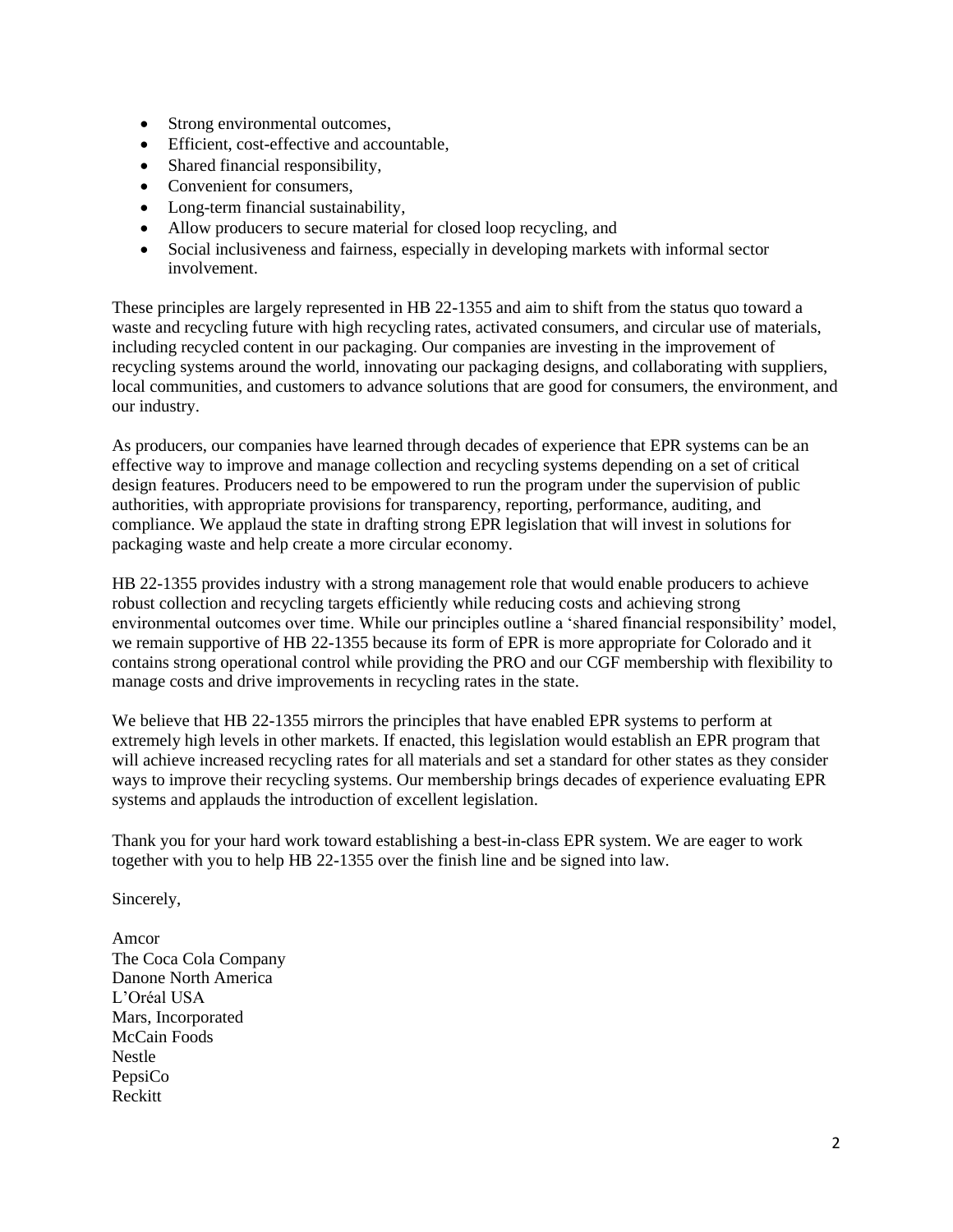- Strong environmental outcomes,
- Efficient, cost-effective and accountable,
- Shared financial responsibility,
- Convenient for consumers,
- Long-term financial sustainability,
- Allow producers to secure material for closed loop recycling, and
- Social inclusiveness and fairness, especially in developing markets with informal sector involvement.

These principles are largely represented in HB 22-1355 and aim to shift from the status quo toward a waste and recycling future with high recycling rates, activated consumers, and circular use of materials, including recycled content in our packaging. Our companies are investing in the improvement of recycling systems around the world, innovating our packaging designs, and collaborating with suppliers, local communities, and customers to advance solutions that are good for consumers, the environment, and our industry.

As producers, our companies have learned through decades of experience that EPR systems can be an effective way to improve and manage collection and recycling systems depending on a set of critical design features. Producers need to be empowered to run the program under the supervision of public authorities, with appropriate provisions for transparency, reporting, performance, auditing, and compliance. We applaud the state in drafting strong EPR legislation that will invest in solutions for packaging waste and help create a more circular economy.

HB 22-1355 provides industry with a strong management role that would enable producers to achieve robust collection and recycling targets efficiently while reducing costs and achieving strong environmental outcomes over time. While our principles outline a 'shared financial responsibility' model, we remain supportive of HB 22-1355 because its form of EPR is more appropriate for Colorado and it contains strong operational control while providing the PRO and our CGF membership with flexibility to manage costs and drive improvements in recycling rates in the state.

We believe that HB 22-1355 mirrors the principles that have enabled EPR systems to perform at extremely high levels in other markets. If enacted, this legislation would establish an EPR program that will achieve increased recycling rates for all materials and set a standard for other states as they consider ways to improve their recycling systems. Our membership brings decades of experience evaluating EPR systems and applauds the introduction of excellent legislation.

Thank you for your hard work toward establishing a best-in-class EPR system. We are eager to work together with you to help HB 22-1355 over the finish line and be signed into law.

Sincerely,

Amcor
The Coca Cola Company
Danone North America
L'Oréal USA
Mars, Incorporated
McCain Foods
Nestle
PepsiCo
Reckitt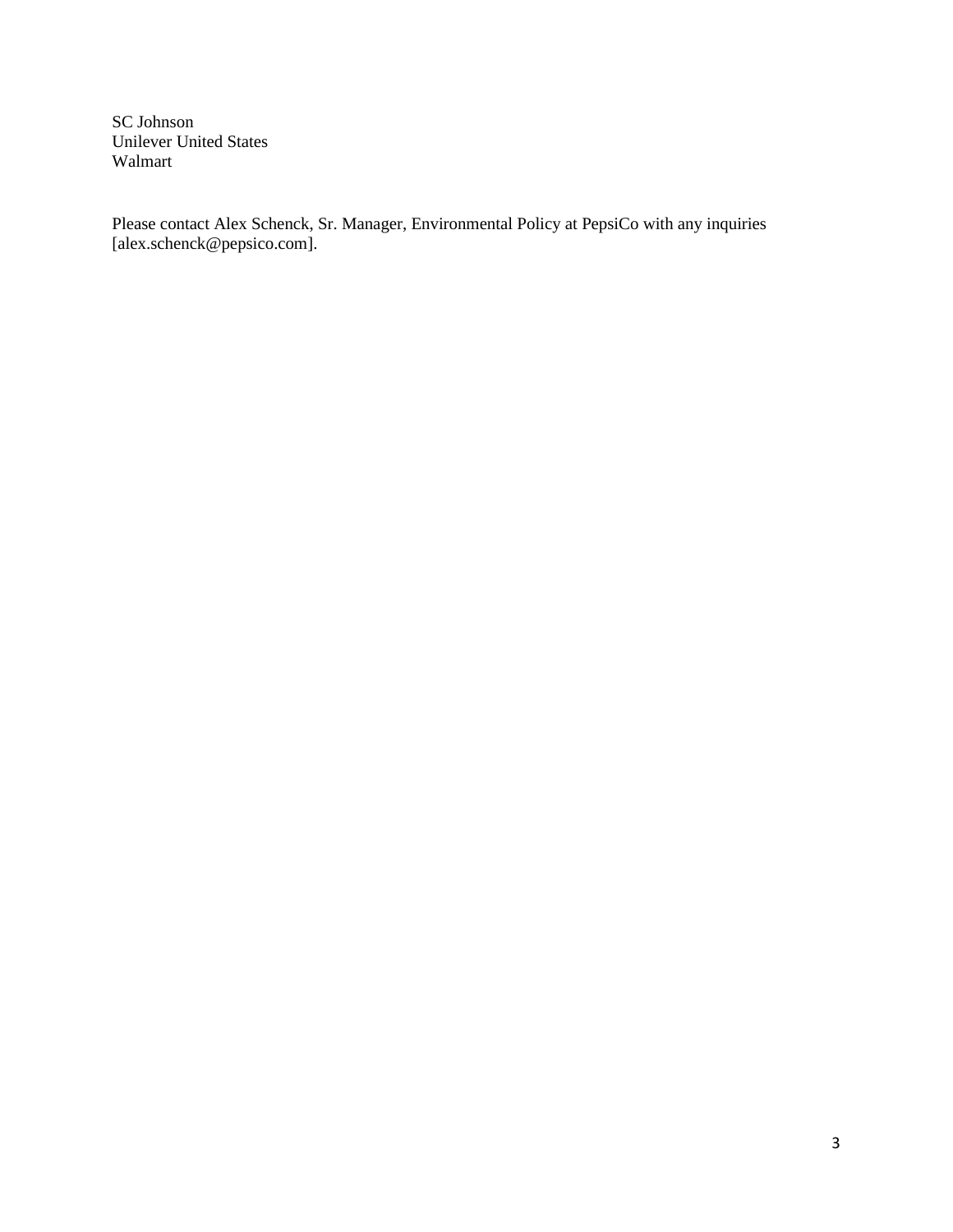SC Johnson
Unilever United States
Walmart

Please contact Alex Schenck, Sr. Manager, Environmental Policy at PepsiCo with any inquiries [alex.schenck@pepsico.com].